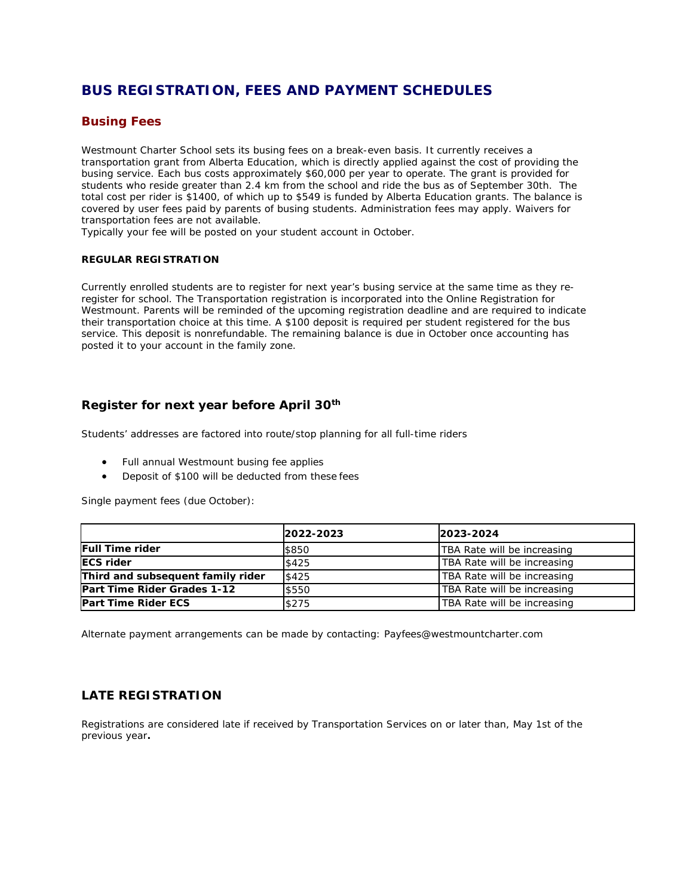# BUS REGISTRATION, FEES AND PAYMENT SCHEDULES

## Busing Fees

Westmount Charter School sets its busing fees on a break-even basis. It currently receives a transportation grant from Alberta Education, which is directly applied against the cost of providing the busing service. Each bus costs approximately $60,000 per year to operate. The grant is provided for students who reside greater than 2.4 km from the school and ride the bus as of September 30th. The total cost per rider is $1400, of which up to $549 is funded by Alberta Education grants. The balance is covered by user fees paid by parents of busing students. Administration fees may apply. Waivers for transportation fees are not available.
Typically your fee will be posted on your student account in October.

**REGULAR REGISTRATION**

Currently enrolled students are to register for next year's busing service at the same time as they re-register for school. The Transportation registration is incorporated into the Online Registration for Westmount. Parents will be reminded of the upcoming registration deadline and are required to indicate their transportation choice at this time. A $100 deposit is required per student registered for the bus service. This deposit is nonrefundable. The remaining balance is due in October once accounting has posted it to your account in the family zone.

### Register for next year before April 30th

Students' addresses are factored into route/stop planning for all full-time riders

- Full annual Westmount busing fee applies
- Deposit of $100 will be deducted from these fees

Single payment fees (due October):

| | 2022-2023 | 2023-2024 |
|---|---|---|
| **Full Time rider** | $850 | TBA Rate will be increasing |
| **ECS rider** | $425 | TBA Rate will be increasing |
| **Third and subsequent family rider** | $425 | TBA Rate will be increasing |
| **Part Time Rider Grades 1-12** | $550 | TBA Rate will be increasing |
| **Part Time Rider ECS** | $275 | TBA Rate will be increasing |

Alternate payment arrangements can be made by contacting: Payfees@westmountcharter.com

### LATE REGISTRATION

Registrations are considered late if received by Transportation Services on or later than, May 1st of the previous year**.**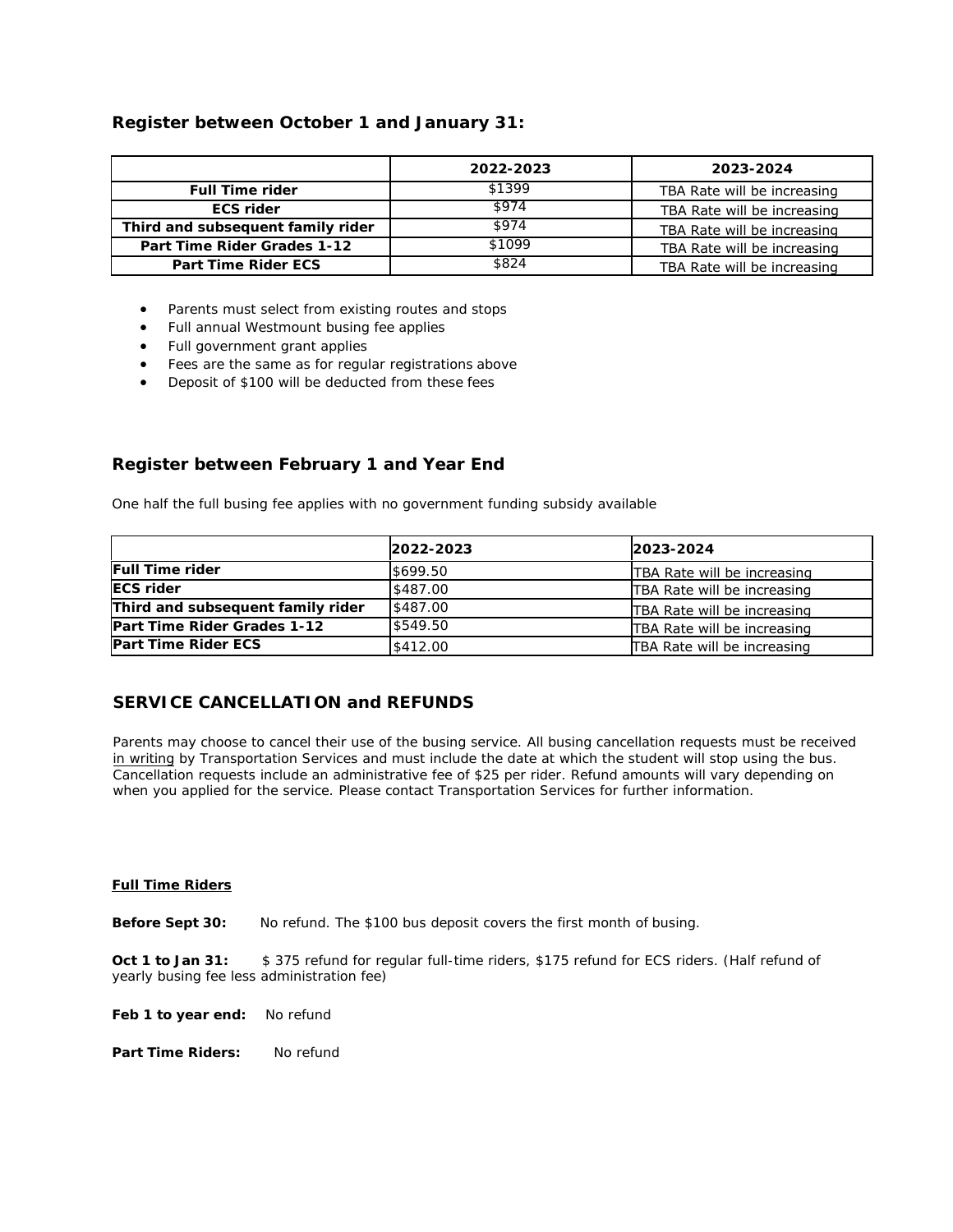## Register between October 1 and January 31:

| | 2022-2023 | 2023-2024 |
|---|---|---|
| **Full Time rider** | $1399 | TBA Rate will be increasing |
| **ECS rider** | $974 | TBA Rate will be increasing |
| **Third and subsequent family rider** | $974 | TBA Rate will be increasing |
| **Part Time Rider Grades 1-12** | $1099 | TBA Rate will be increasing |
| **Part Time Rider ECS** | $824 | TBA Rate will be increasing |

- Parents must select from existing routes and stops
- Full annual Westmount busing fee applies
- Full government grant applies
- Fees are the same as for regular registrations above
- Deposit of $100 will be deducted from these fees

## Register between February 1 and Year End

One half the full busing fee applies with no government funding subsidy available

| | 2022-2023 | 2023-2024 |
|---|---|---|
| **Full Time rider** | $699.50 | TBA Rate will be increasing |
| **ECS rider** | $487.00 | TBA Rate will be increasing |
| **Third and subsequent family rider** | $487.00 | TBA Rate will be increasing |
| **Part Time Rider Grades 1-12** | $549.50 | TBA Rate will be increasing |
| **Part Time Rider ECS** | $412.00 | TBA Rate will be increasing |

## SERVICE CANCELLATION and REFUNDS

Parents may choose to cancel their use of the busing service. All busing cancellation requests must be received in writing by Transportation Services and must include the date at which the student will stop using the bus. Cancellation requests include an administrative fee of $25 per rider. Refund amounts will vary depending on when you applied for the service. Please contact Transportation Services for further information.

**Full Time Riders**

**Before Sept 30:** No refund. The $100 bus deposit covers the first month of busing.

**Oct 1 to Jan 31:** $ 375 refund for regular full-time riders, $175 refund for ECS riders. (Half refund of yearly busing fee less administration fee)

**Feb 1 to year end:** No refund

**Part Time Riders:** No refund